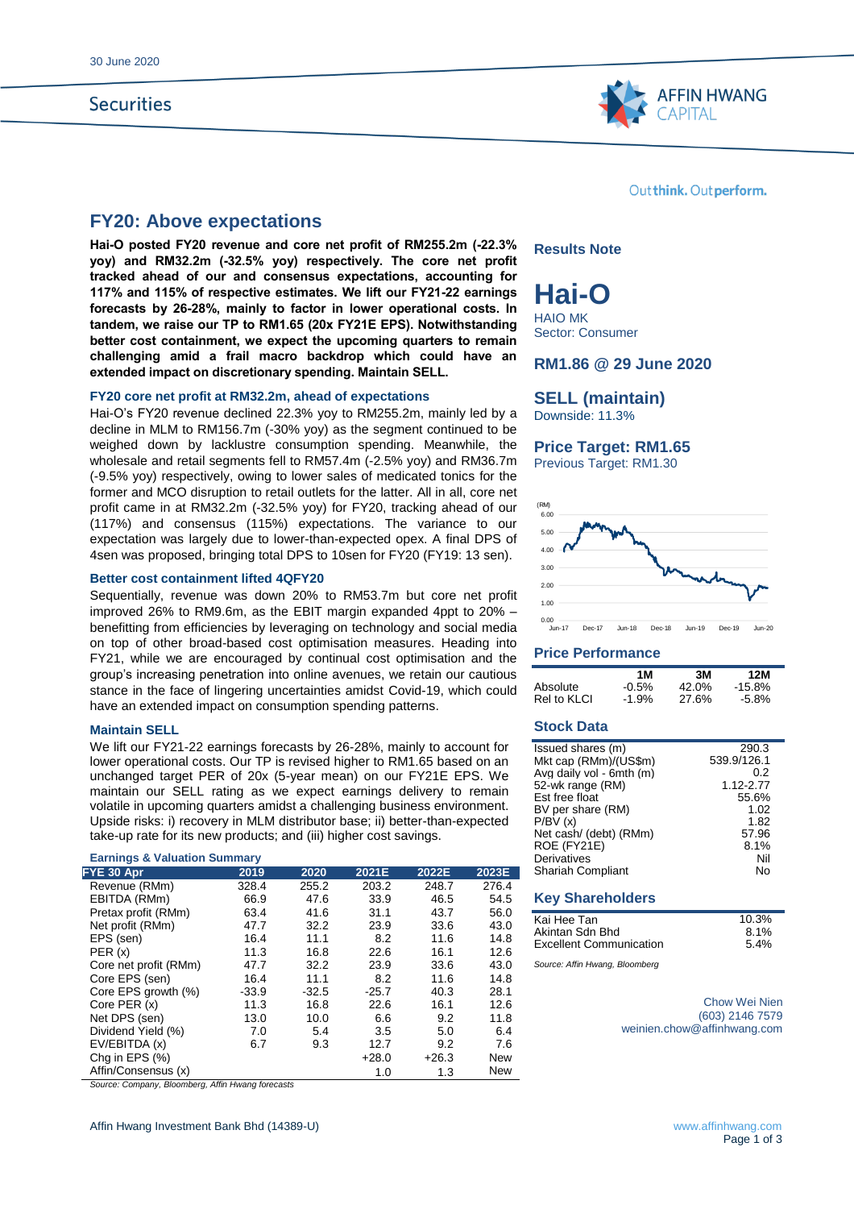30 June 2020

Securities

Outthink. Outperform.

# FY20: Above expectations

**Hai-O posted FY20 revenue and core net profit of RM255.2m (-22.3% yoy) and RM32.2m (-32.5% yoy) respectively. The core net profit tracked ahead of our and consensus expectations, accounting for 117% and 115% of respective estimates. We lift our FY21-22 earnings forecasts by 26-28%, mainly to factor in lower operational costs. In tandem, we raise our TP to RM1.65 (20x FY21E EPS). Notwithstanding better cost containment, we expect the upcoming quarters to remain challenging amid a frail macro backdrop which could have an extended impact on discretionary spending. Maintain SELL.**

### FY20 core net profit at RM32.2m, ahead of expectations

Hai-O's FY20 revenue declined 22.3% yoy to RM255.2m, mainly led by a decline in MLM to RM156.7m (-30% yoy) as the segment continued to be weighed down by lacklustre consumption spending. Meanwhile, the wholesale and retail segments fell to RM57.4m (-2.5% yoy) and RM36.7m (-9.5% yoy) respectively, owing to lower sales of medicated tonics for the former and MCO disruption to retail outlets for the latter. All in all, core net profit came in at RM32.2m (-32.5% yoy) for FY20, tracking ahead of our (117%) and consensus (115%) expectations. The variance to our expectation was largely due to lower-than-expected opex. A final DPS of 4sen was proposed, bringing total DPS to 10sen for FY20 (FY19: 13 sen).

### Better cost containment lifted 4QFY20

Sequentially, revenue was down 20% to RM53.7m but core net profit improved 26% to RM9.6m, as the EBIT margin expanded 4ppt to 20% – benefitting from efficiencies by leveraging on technology and social media on top of other broad-based cost optimisation measures. Heading into FY21, while we are encouraged by continual cost optimisation and the group's increasing penetration into online avenues, we retain our cautious stance in the face of lingering uncertainties amidst Covid-19, which could have an extended impact on consumption spending patterns.

### Maintain SELL

We lift our FY21-22 earnings forecasts by 26-28%, mainly to account for lower operational costs. Our TP is revised higher to RM1.65 based on an unchanged target PER of 20x (5-year mean) on our FY21E EPS. We maintain our SELL rating as we expect earnings delivery to remain volatile in upcoming quarters amidst a challenging business environment. Upside risks: i) recovery in MLM distributor base; ii) better-than-expected take-up rate for its new products; and (iii) higher cost savings.

**Earnings & Valuation Summary**

| FYE 30 Apr | 2019 | 2020 | 2021E | 2022E | 2023E |
|---|---|---|---|---|---|
| Revenue (RMm) | 328.4 | 255.2 | 203.2 | 248.7 | 276.4 |
| EBITDA (RMm) | 66.9 | 47.6 | 33.9 | 46.5 | 54.5 |
| Pretax profit (RMm) | 63.4 | 41.6 | 31.1 | 43.7 | 56.0 |
| Net profit (RMm) | 47.7 | 32.2 | 23.9 | 33.6 | 43.0 |
| EPS (sen) | 16.4 | 11.1 | 8.2 | 11.6 | 14.8 |
| PER (x) | 11.3 | 16.8 | 22.6 | 16.1 | 12.6 |
| Core net profit (RMm) | 47.7 | 32.2 | 23.9 | 33.6 | 43.0 |
| Core EPS (sen) | 16.4 | 11.1 | 8.2 | 11.6 | 14.8 |
| Core EPS growth (%) | -33.9 | -32.5 | -25.7 | 40.3 | 28.1 |
| Core PER (x) | 11.3 | 16.8 | 22.6 | 16.1 | 12.6 |
| Net DPS (sen) | 13.0 | 10.0 | 6.6 | 9.2 | 11.8 |
| Dividend Yield (%) | 7.0 | 5.4 | 3.5 | 5.0 | 6.4 |
| EV/EBITDA (x) | 6.7 | 9.3 | 12.7 | 9.2 | 7.6 |
| Chg in EPS (%) | | | +28.0 | +26.3 | New |
| Affin/Consensus (x) | | | 1.0 | 1.3 | New |

*Source: Company, Bloomberg, Affin Hwang forecasts*

**Results Note**

# Hai-O

HAIO MK
Sector: Consumer

**RM1.86 @ 29 June 2020**

**SELL (maintain)**
Downside: 11.3%

**Price Target: RM1.65**
Previous Target: RM1.30

**Price Performance**

| | 1M | 3M | 12M |
|---|---|---|---|
| Absolute | -0.5% | 42.0% | -15.8% |
| Rel to KLCI | -1.9% | 27.6% | -5.8% |

**Stock Data**

| | |
|---|---|
| Issued shares (m) | 290.3 |
| Mkt cap (RMm)/(US$m) | 539.9/126.1 |
| Avg daily vol - 6mth (m) | 0.2 |
| 52-wk range (RM) | 1.12-2.77 |
| Est free float | 55.6% |
| BV per share (RM) | 1.02 |
| P/BV (x) | 1.82 |
| Net cash/ (debt) (RMm) | 57.96 |
| ROE (FY21E) | 8.1% |
| Derivatives | Nil |
| Shariah Compliant | No |

**Key Shareholders**

| | |
|---|---|
| Kai Hee Tan | 10.3% |
| Akintan Sdn Bhd | 8.1% |
| Excellent Communication | 5.4% |

*Source: Affin Hwang, Bloomberg*

Chow Wei Nien
(603) 2146 7579
weinien.chow@affinhwang.com

Affin Hwang Investment Bank Bhd (14389-U)
www.affinhwang.com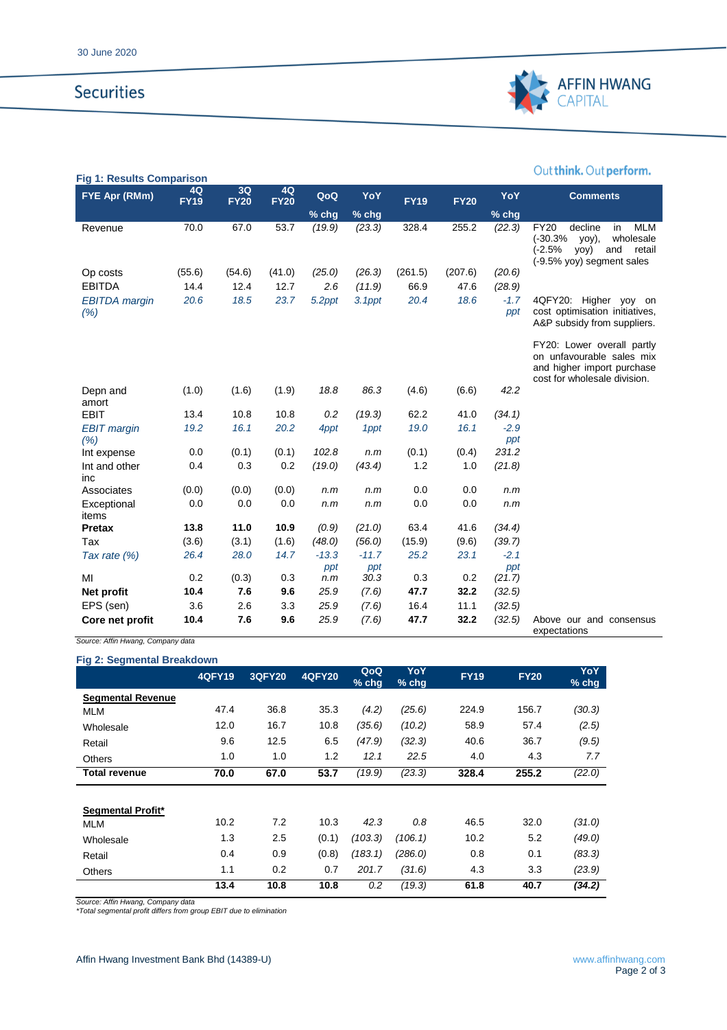### Fig 1: Results Comparison

| FYE Apr (RMm) | 4Q FY19 | 3Q FY20 | 4Q FY20 | QoQ % chg | YoY % chg | FY19 | FY20 | YoY % chg | Comments |
|---|---|---|---|---|---|---|---|---|---|
| Revenue | 70.0 | 67.0 | 53.7 | *(19.9)* | *(23.3)* | 328.4 | 255.2 | *(22.3)* | FY20 decline in MLM (-30.3% yoy), wholesale (-2.5% yoy) and retail (-9.5% yoy) segment sales |
| Op costs | (55.6) | (54.6) | (41.0) | *(25.0)* | *(26.3)* | (261.5) | (207.6) | *(20.6)* | |
| EBITDA | 14.4 | 12.4 | 12.7 | *2.6* | *(11.9)* | 66.9 | 47.6 | *(28.9)* | |
| *EBITDA margin (%)* | *20.6* | *18.5* | *23.7* | *5.2ppt* | *3.1ppt* | *20.4* | *18.6* | *-1.7 ppt* | 4QFY20: Higher yoy on cost optimisation initiatives, A&P subsidy from suppliers. FY20: Lower overall partly on unfavourable sales mix and higher import purchase cost for wholesale division. |
| Depn and amort | (1.0) | (1.6) | (1.9) | *18.8* | *86.3* | (4.6) | (6.6) | *42.2* | |
| EBIT | 13.4 | 10.8 | 10.8 | *0.2* | *(19.3)* | 62.2 | 41.0 | *(34.1)* | |
| *EBIT margin (%)* | *19.2* | *16.1* | *20.2* | *4ppt* | *1ppt* | *19.0* | *16.1* | *-2.9 ppt* | |
| Int expense | 0.0 | (0.1) | (0.1) | *102.8* | *n.m* | (0.1) | (0.4) | *231.2* | |
| Int and other inc | 0.4 | 0.3 | 0.2 | *(19.0)* | *(43.4)* | 1.2 | 1.0 | *(21.8)* | |
| Associates | (0.0) | (0.0) | (0.0) | *n.m* | *n.m* | 0.0 | 0.0 | *n.m* | |
| Exceptional items | 0.0 | 0.0 | 0.0 | *n.m* | *n.m* | 0.0 | 0.0 | *n.m* | |
| **Pretax** | **13.8** | **11.0** | **10.9** | *(0.9)* | *(21.0)* | 63.4 | 41.6 | *(34.4)* | |
| Tax | (3.6) | (3.1) | (1.6) | *(48.0)* | *(56.0)* | (15.9) | (9.6) | *(39.7)* | |
| *Tax rate (%)* | *26.4* | *28.0* | *14.7* | *-13.3 ppt* | *-11.7 ppt* | *25.2* | *23.1* | *-2.1 ppt* | |
| MI | 0.2 | (0.3) | 0.3 | *n.m* | *30.3* | 0.3 | 0.2 | *(21.7)* | |
| **Net profit** | **10.4** | **7.6** | **9.6** | *25.9* | *(7.6)* | **47.7** | **32.2** | *(32.5)* | |
| EPS (sen) | 3.6 | 2.6 | 3.3 | *25.9* | *(7.6)* | 16.4 | 11.1 | *(32.5)* | |
| **Core net profit** | **10.4** | **7.6** | **9.6** | *25.9* | *(7.6)* | **47.7** | **32.2** | *(32.5)* | Above our and consensus expectations |

*Source: Affin Hwang, Company data*

### Fig 2: Segmental Breakdown

| | 4QFY19 | 3QFY20 | 4QFY20 | QoQ % chg | YoY % chg | FY19 | FY20 | YoY % chg |
|---|---|---|---|---|---|---|---|---|
| **Segmental Revenue** | | | | | | | | |
| MLM | 47.4 | 36.8 | 35.3 | *(4.2)* | *(25.6)* | 224.9 | 156.7 | *(30.3)* |
| Wholesale | 12.0 | 16.7 | 10.8 | *(35.6)* | *(10.2)* | 58.9 | 57.4 | *(2.5)* |
| Retail | 9.6 | 12.5 | 6.5 | *(47.9)* | *(32.3)* | 40.6 | 36.7 | *(9.5)* |
| Others | 1.0 | 1.0 | 1.2 | *12.1* | *22.5* | 4.0 | 4.3 | *7.7* |
| **Total revenue** | **70.0** | **67.0** | **53.7** | *(19.9)* | *(23.3)* | **328.4** | **255.2** | *(22.0)* |
| | | | | | | | | |
| **Segmental Profit*** | | | | | | | | |
| MLM | 10.2 | 7.2 | 10.3 | *42.3* | *0.8* | 46.5 | 32.0 | *(31.0)* |
| Wholesale | 1.3 | 2.5 | (0.1) | *(103.3)* | *(106.1)* | 10.2 | 5.2 | *(49.0)* |
| Retail | 0.4 | 0.9 | (0.8) | *(183.1)* | *(286.0)* | 0.8 | 0.1 | *(83.3)* |
| Others | 1.1 | 0.2 | 0.7 | *201.7* | *(31.6)* | 4.3 | 3.3 | *(23.9)* |
| | **13.4** | **10.8** | **10.8** | *0.2* | *(19.3)* | **61.8** | **40.7** | ***(34.2)*** |

*Source: Affin Hwang, Company data*
*\*Total segmental profit differs from group EBIT due to elimination*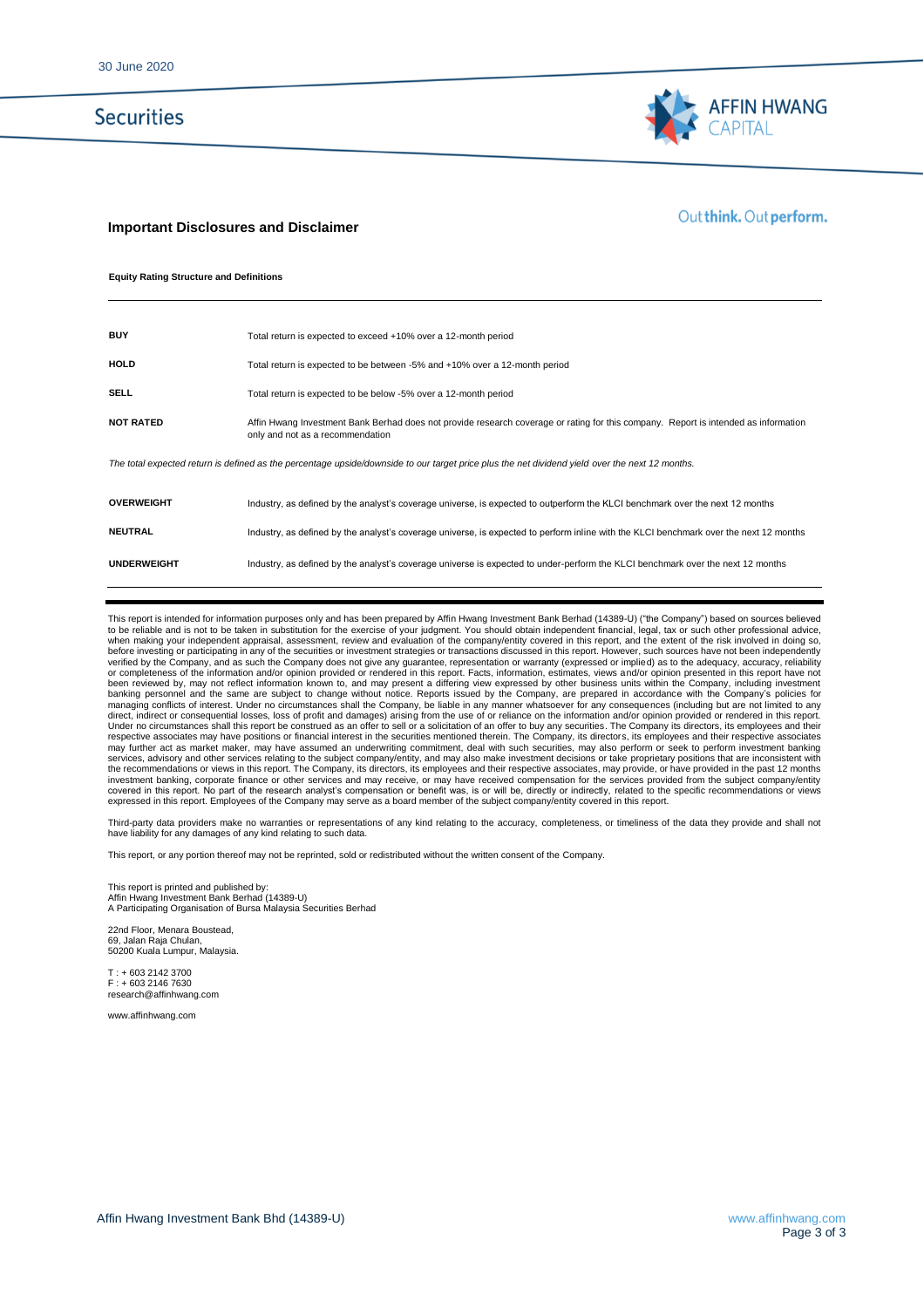## Important Disclosures and Disclaimer

**Equity Rating Structure and Definitions**

| | |
|---|---|
| **BUY** | Total return is expected to exceed +10% over a 12-month period |
| **HOLD** | Total return is expected to be between -5% and +10% over a 12-month period |
| **SELL** | Total return is expected to be below -5% over a 12-month period |
| **NOT RATED** | Affin Hwang Investment Bank Berhad does not provide research coverage or rating for this company. Report is intended as information only and not as a recommendation |

*The total expected return is defined as the percentage upside/downside to our target price plus the net dividend yield over the next 12 months.*

| | |
|---|---|
| **OVERWEIGHT** | Industry, as defined by the analyst's coverage universe, is expected to outperform the KLCI benchmark over the next 12 months |
| **NEUTRAL** | Industry, as defined by the analyst's coverage universe, is expected to perform inline with the KLCI benchmark over the next 12 months |
| **UNDERWEIGHT** | Industry, as defined by the analyst's coverage universe is expected to under-perform the KLCI benchmark over the next 12 months |

This report is intended for information purposes only and has been prepared by Affin Hwang Investment Bank Berhad (14389-U) ("the Company") based on sources believed to be reliable and is not to be taken in substitution for the exercise of your judgment. You should obtain independent financial, legal, tax or such other professional advice, when making your independent appraisal, assessment, review and evaluation of the company/entity covered in this report, and the extent of the risk involved in doing so, before investing or participating in any of the securities or investment strategies or transactions discussed in this report. However, such sources have not been independently verified by the Company, and as such the Company does not give any guarantee, representation or warranty (expressed or implied) as to the adequacy, accuracy, reliability or completeness of the information and/or opinion provided or rendered in this report. Facts, information, estimates, views and/or opinion presented in this report have not been reviewed by, may not reflect information known to, and may present a differing view expressed by other business units within the Company, including investment banking personnel and the same are subject to change without notice. Reports issued by the Company, are prepared in accordance with the Company's policies for managing conflicts of interest. Under no circumstances shall the Company, be liable in any manner whatsoever for any consequences (including but are not limited to any direct, indirect or consequential losses, loss of profit and damages) arising from the use of or reliance on the information and/or opinion provided or rendered in this report. Under no circumstances shall this report be construed as an offer to sell or a solicitation of an offer to buy any securities. The Company its directors, its employees and their respective associates may have positions or financial interest in the securities mentioned therein. The Company, its directors, its employees and their respective associates may further act as market maker, may have assumed an underwriting commitment, deal with such securities, may also perform or seek to perform investment banking services, advisory and other services relating to the subject company/entity, and may also make investment decisions or take proprietary positions that are inconsistent with the recommendations or views in this report. The Company, its directors, its employees and their respective associates, may provide, or have provided in the past 12 months investment banking, corporate finance or other services and may receive, or may have received compensation for the services provided from the subject company/entity covered in this report. No part of the research analyst's compensation or benefit was, is or will be, directly or indirectly, related to the specific recommendations or views expressed in this report. Employees of the Company may serve as a board member of the subject company/entity covered in this report.

Third-party data providers make no warranties or representations of any kind relating to the accuracy, completeness, or timeliness of the data they provide and shall not have liability for any damages of any kind relating to such data.

This report, or any portion thereof may not be reprinted, sold or redistributed without the written consent of the Company.

This report is printed and published by:
Affin Hwang Investment Bank Berhad (14389-U)
A Participating Organisation of Bursa Malaysia Securities Berhad

22nd Floor, Menara Boustead,
69, Jalan Raja Chulan,
50200 Kuala Lumpur, Malaysia.

T : + 603 2142 3700
F : + 603 2146 7630
research@affinhwang.com

www.affinhwang.com